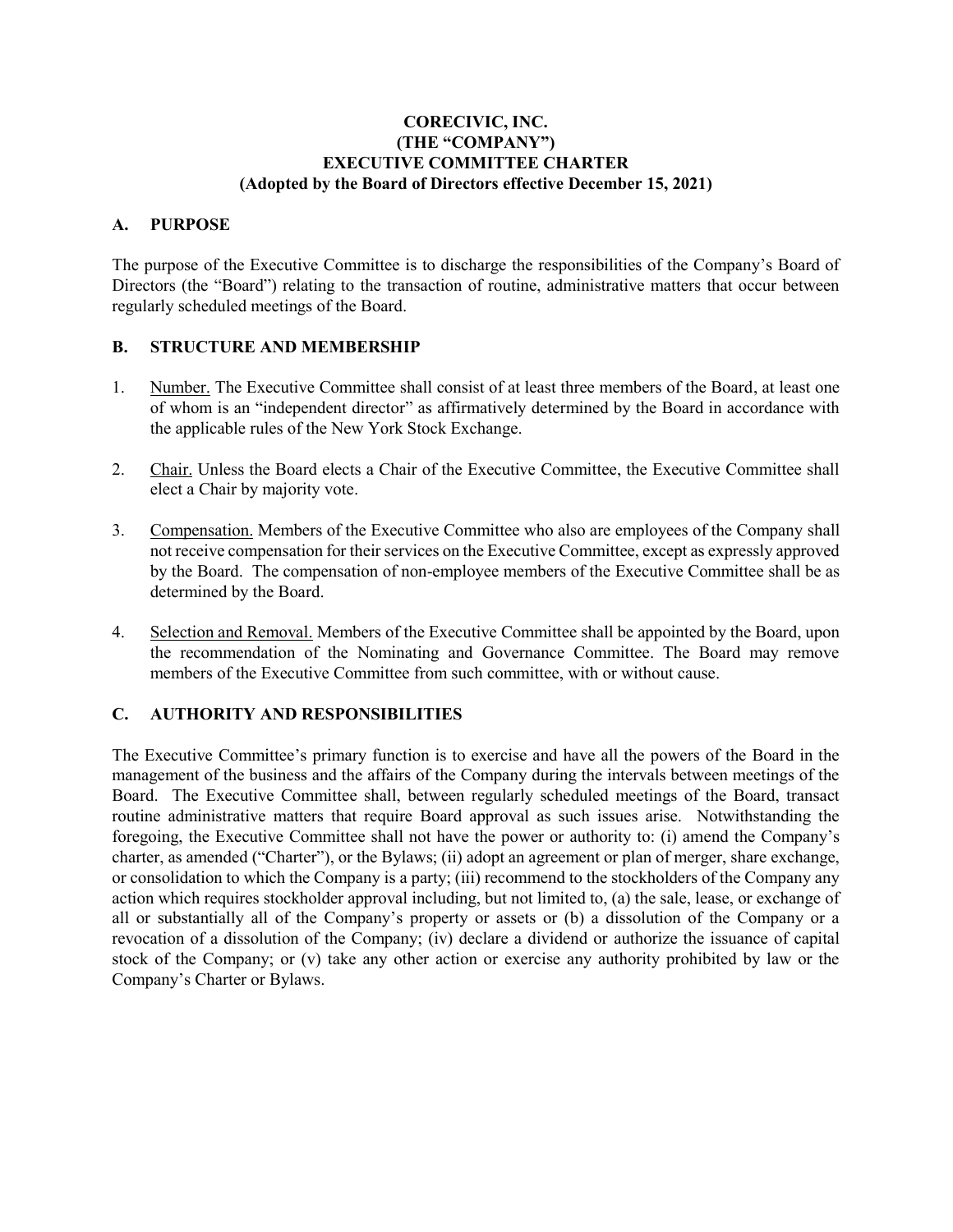# CORECIVIC, INC.
# (THE "COMPANY")
# EXECUTIVE COMMITTEE CHARTER
# (Adopted by the Board of Directors effective December 15, 2021)

## A. PURPOSE

The purpose of the Executive Committee is to discharge the responsibilities of the Company's Board of Directors (the "Board") relating to the transaction of routine, administrative matters that occur between regularly scheduled meetings of the Board.

## B. STRUCTURE AND MEMBERSHIP

1. Number. The Executive Committee shall consist of at least three members of the Board, at least one of whom is an "independent director" as affirmatively determined by the Board in accordance with the applicable rules of the New York Stock Exchange.

2. Chair. Unless the Board elects a Chair of the Executive Committee, the Executive Committee shall elect a Chair by majority vote.

3. Compensation. Members of the Executive Committee who also are employees of the Company shall not receive compensation for their services on the Executive Committee, except as expressly approved by the Board. The compensation of non-employee members of the Executive Committee shall be as determined by the Board.

4. Selection and Removal. Members of the Executive Committee shall be appointed by the Board, upon the recommendation of the Nominating and Governance Committee. The Board may remove members of the Executive Committee from such committee, with or without cause.

## C. AUTHORITY AND RESPONSIBILITIES

The Executive Committee's primary function is to exercise and have all the powers of the Board in the management of the business and the affairs of the Company during the intervals between meetings of the Board. The Executive Committee shall, between regularly scheduled meetings of the Board, transact routine administrative matters that require Board approval as such issues arise. Notwithstanding the foregoing, the Executive Committee shall not have the power or authority to: (i) amend the Company's charter, as amended ("Charter"), or the Bylaws; (ii) adopt an agreement or plan of merger, share exchange, or consolidation to which the Company is a party; (iii) recommend to the stockholders of the Company any action which requires stockholder approval including, but not limited to, (a) the sale, lease, or exchange of all or substantially all of the Company's property or assets or (b) a dissolution of the Company or a revocation of a dissolution of the Company; (iv) declare a dividend or authorize the issuance of capital stock of the Company; or (v) take any other action or exercise any authority prohibited by law or the Company's Charter or Bylaws.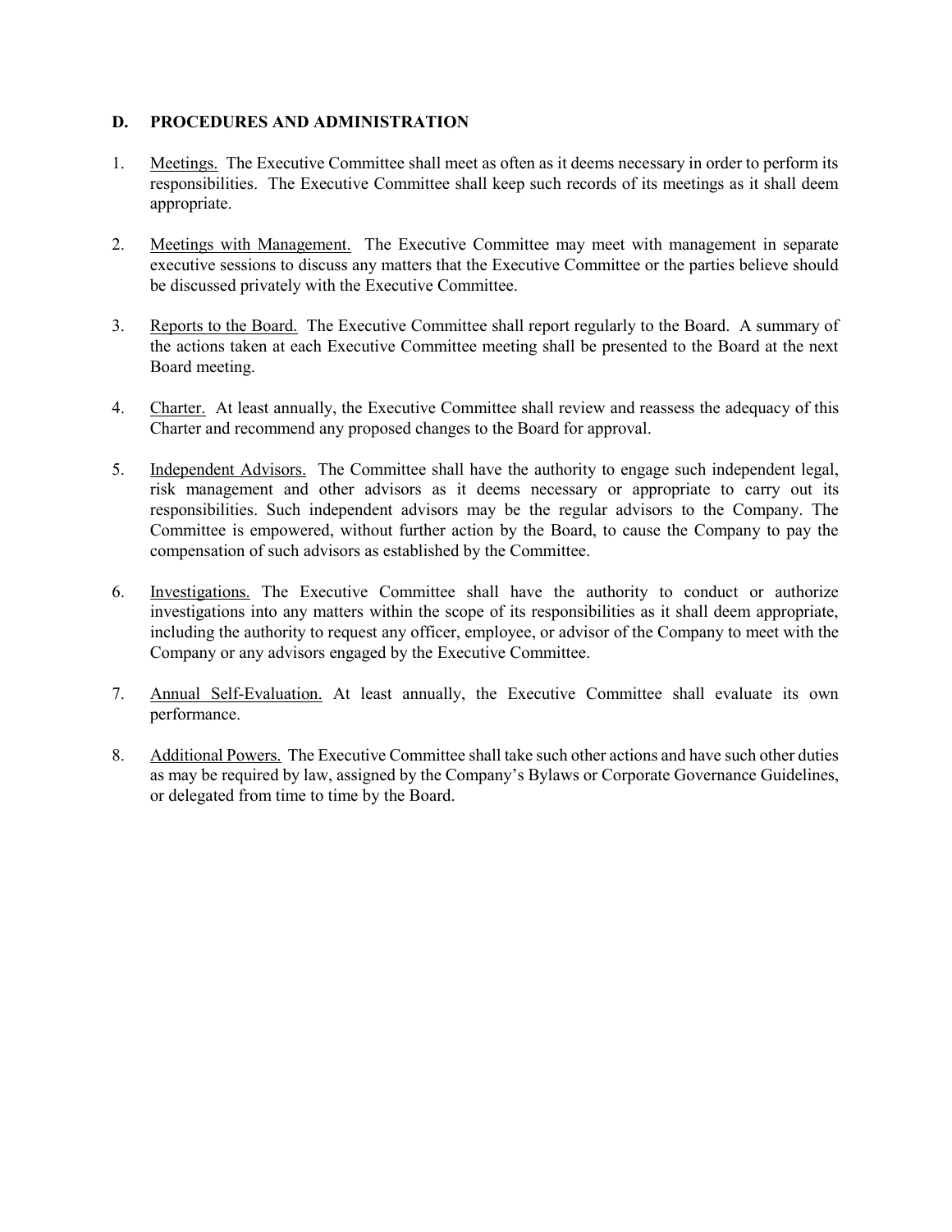## D. PROCEDURES AND ADMINISTRATION

1. Meetings. The Executive Committee shall meet as often as it deems necessary in order to perform its responsibilities. The Executive Committee shall keep such records of its meetings as it shall deem appropriate.

2. Meetings with Management. The Executive Committee may meet with management in separate executive sessions to discuss any matters that the Executive Committee or the parties believe should be discussed privately with the Executive Committee.

3. Reports to the Board. The Executive Committee shall report regularly to the Board. A summary of the actions taken at each Executive Committee meeting shall be presented to the Board at the next Board meeting.

4. Charter. At least annually, the Executive Committee shall review and reassess the adequacy of this Charter and recommend any proposed changes to the Board for approval.

5. Independent Advisors. The Committee shall have the authority to engage such independent legal, risk management and other advisors as it deems necessary or appropriate to carry out its responsibilities. Such independent advisors may be the regular advisors to the Company. The Committee is empowered, without further action by the Board, to cause the Company to pay the compensation of such advisors as established by the Committee.

6. Investigations. The Executive Committee shall have the authority to conduct or authorize investigations into any matters within the scope of its responsibilities as it shall deem appropriate, including the authority to request any officer, employee, or advisor of the Company to meet with the Company or any advisors engaged by the Executive Committee.

7. Annual Self-Evaluation. At least annually, the Executive Committee shall evaluate its own performance.

8. Additional Powers. The Executive Committee shall take such other actions and have such other duties as may be required by law, assigned by the Company's Bylaws or Corporate Governance Guidelines, or delegated from time to time by the Board.